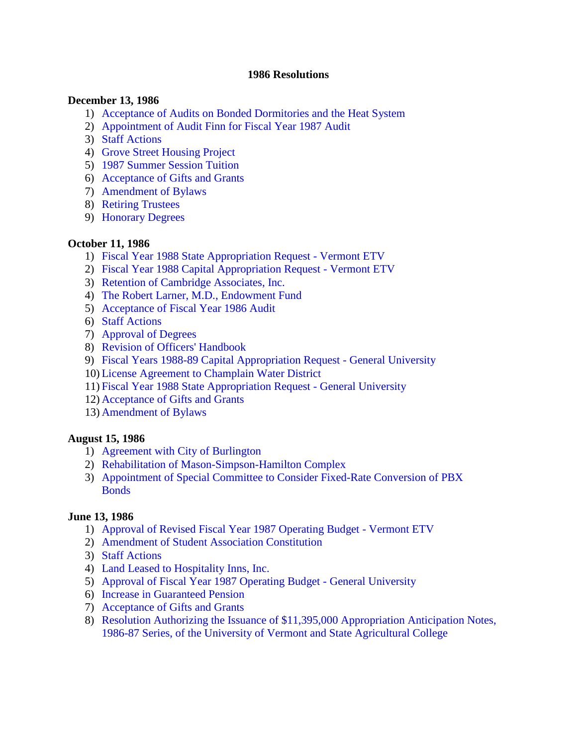# 1986 Resolutions

**December 13, 1986**

1) Acceptance of Audits on Bonded Dormitories and the Heat System
2) Appointment of Audit Finn for Fiscal Year 1987 Audit
3) Staff Actions
4) Grove Street Housing Project
5) 1987 Summer Session Tuition
6) Acceptance of Gifts and Grants
7) Amendment of Bylaws
8) Retiring Trustees
9) Honorary Degrees

**October 11, 1986**

1) Fiscal Year 1988 State Appropriation Request - Vermont ETV
2) Fiscal Year 1988 Capital Appropriation Request - Vermont ETV
3) Retention of Cambridge Associates, Inc.
4) The Robert Larner, M.D., Endowment Fund
5) Acceptance of Fiscal Year 1986 Audit
6) Staff Actions
7) Approval of Degrees
8) Revision of Officers' Handbook
9) Fiscal Years 1988-89 Capital Appropriation Request - General University
10) License Agreement to Champlain Water District
11) Fiscal Year 1988 State Appropriation Request - General University
12) Acceptance of Gifts and Grants
13) Amendment of Bylaws

**August 15, 1986**

1) Agreement with City of Burlington
2) Rehabilitation of Mason-Simpson-Hamilton Complex
3) Appointment of Special Committee to Consider Fixed-Rate Conversion of PBX Bonds

**June 13, 1986**

1) Approval of Revised Fiscal Year 1987 Operating Budget - Vermont ETV
2) Amendment of Student Association Constitution
3) Staff Actions
4) Land Leased to Hospitality Inns, Inc.
5) Approval of Fiscal Year 1987 Operating Budget - General University
6) Increase in Guaranteed Pension
7) Acceptance of Gifts and Grants
8) Resolution Authorizing the Issuance of $11,395,000 Appropriation Anticipation Notes, 1986-87 Series, of the University of Vermont and State Agricultural College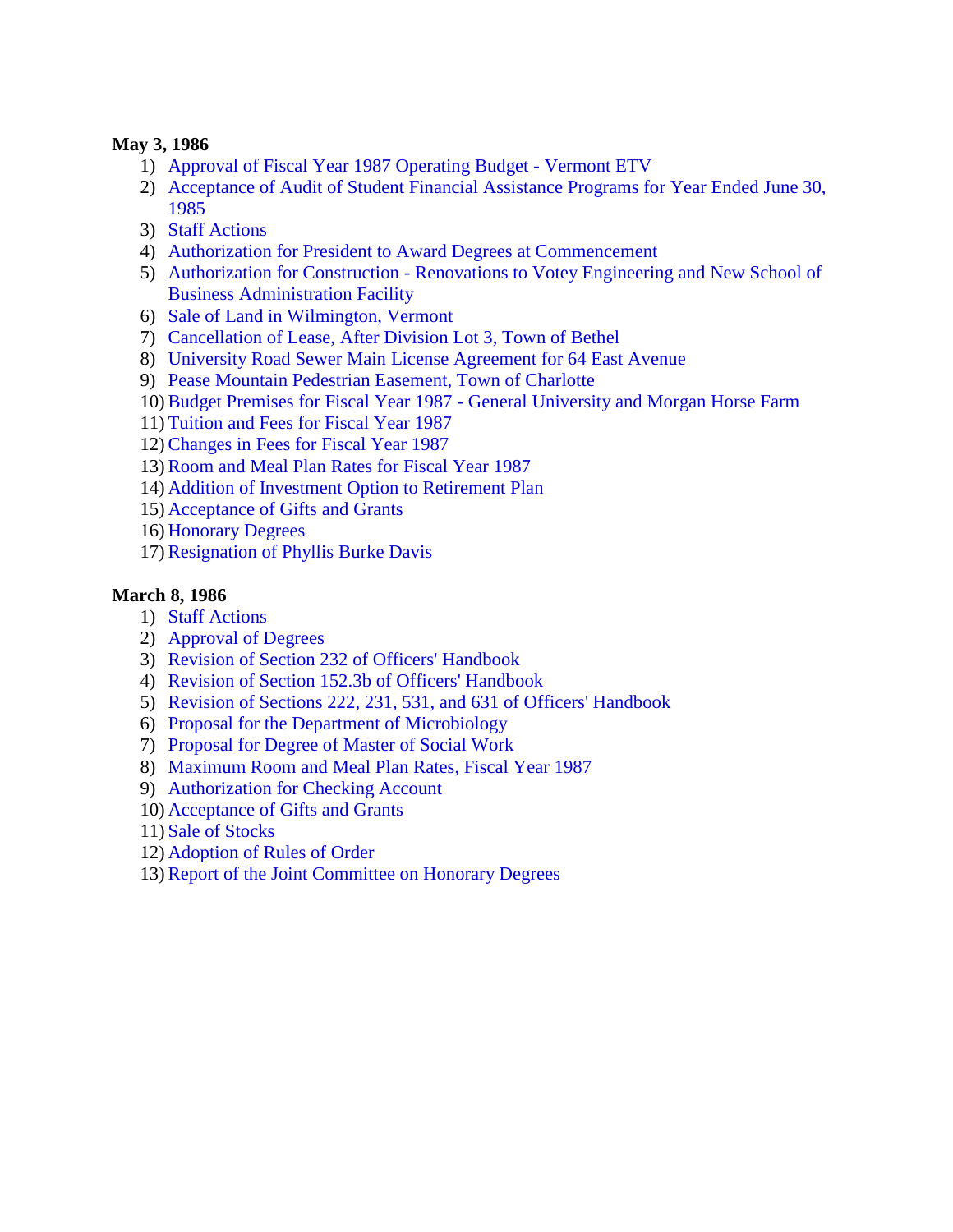**May 3, 1986**

1) Approval of Fiscal Year 1987 Operating Budget - Vermont ETV
2) Acceptance of Audit of Student Financial Assistance Programs for Year Ended June 30, 1985
3) Staff Actions
4) Authorization for President to Award Degrees at Commencement
5) Authorization for Construction - Renovations to Votey Engineering and New School of Business Administration Facility
6) Sale of Land in Wilmington, Vermont
7) Cancellation of Lease, After Division Lot 3, Town of Bethel
8) University Road Sewer Main License Agreement for 64 East Avenue
9) Pease Mountain Pedestrian Easement, Town of Charlotte
10) Budget Premises for Fiscal Year 1987 - General University and Morgan Horse Farm
11) Tuition and Fees for Fiscal Year 1987
12) Changes in Fees for Fiscal Year 1987
13) Room and Meal Plan Rates for Fiscal Year 1987
14) Addition of Investment Option to Retirement Plan
15) Acceptance of Gifts and Grants
16) Honorary Degrees
17) Resignation of Phyllis Burke Davis

**March 8, 1986**

1) Staff Actions
2) Approval of Degrees
3) Revision of Section 232 of Officers' Handbook
4) Revision of Section 152.3b of Officers' Handbook
5) Revision of Sections 222, 231, 531, and 631 of Officers' Handbook
6) Proposal for the Department of Microbiology
7) Proposal for Degree of Master of Social Work
8) Maximum Room and Meal Plan Rates, Fiscal Year 1987
9) Authorization for Checking Account
10) Acceptance of Gifts and Grants
11) Sale of Stocks
12) Adoption of Rules of Order
13) Report of the Joint Committee on Honorary Degrees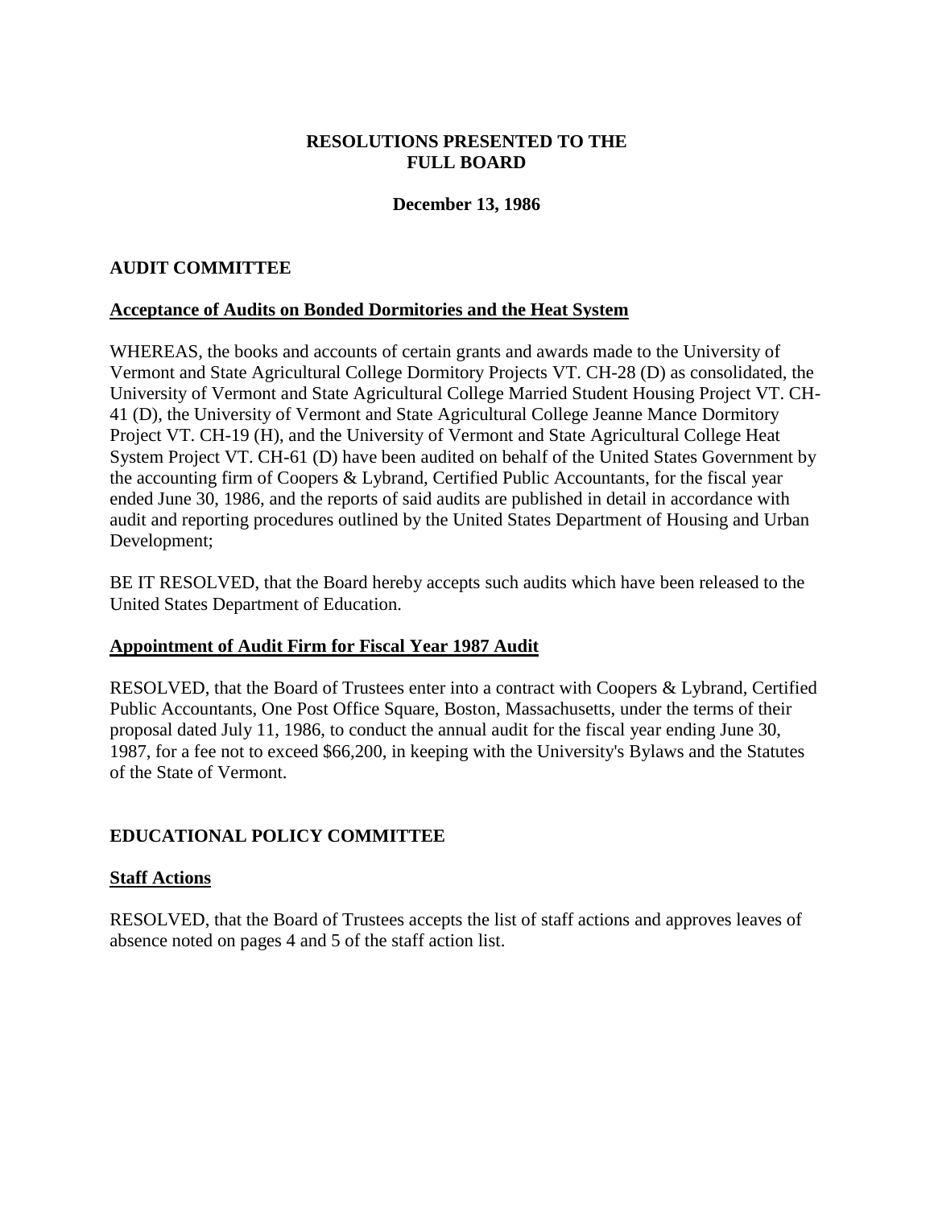# RESOLUTIONS PRESENTED TO THE FULL BOARD

**December 13, 1986**

## AUDIT COMMITTEE

### Acceptance of Audits on Bonded Dormitories and the Heat System

WHEREAS, the books and accounts of certain grants and awards made to the University of Vermont and State Agricultural College Dormitory Projects VT. CH-28 (D) as consolidated, the University of Vermont and State Agricultural College Married Student Housing Project VT. CH-41 (D), the University of Vermont and State Agricultural College Jeanne Mance Dormitory Project VT. CH-19 (H), and the University of Vermont and State Agricultural College Heat System Project VT. CH-61 (D) have been audited on behalf of the United States Government by the accounting firm of Coopers & Lybrand, Certified Public Accountants, for the fiscal year ended June 30, 1986, and the reports of said audits are published in detail in accordance with audit and reporting procedures outlined by the United States Department of Housing and Urban Development;

BE IT RESOLVED, that the Board hereby accepts such audits which have been released to the United States Department of Education.

### Appointment of Audit Firm for Fiscal Year 1987 Audit

RESOLVED, that the Board of Trustees enter into a contract with Coopers & Lybrand, Certified Public Accountants, One Post Office Square, Boston, Massachusetts, under the terms of their proposal dated July 11, 1986, to conduct the annual audit for the fiscal year ending June 30, 1987, for a fee not to exceed $66,200, in keeping with the University's Bylaws and the Statutes of the State of Vermont.

## EDUCATIONAL POLICY COMMITTEE

### Staff Actions

RESOLVED, that the Board of Trustees accepts the list of staff actions and approves leaves of absence noted on pages 4 and 5 of the staff action list.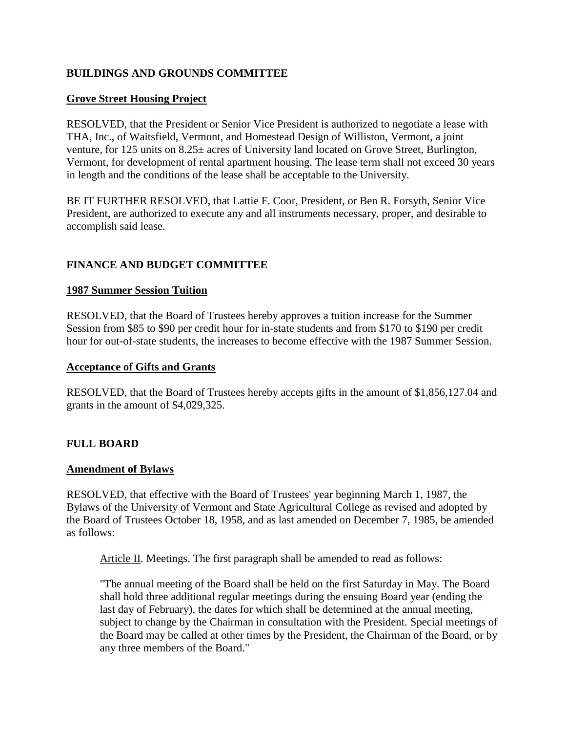## BUILDINGS AND GROUNDS COMMITTEE

### Grove Street Housing Project

RESOLVED, that the President or Senior Vice President is authorized to negotiate a lease with THA, Inc., of Waitsfield, Vermont, and Homestead Design of Williston, Vermont, a joint venture, for 125 units on 8.25± acres of University land located on Grove Street, Burlington, Vermont, for development of rental apartment housing. The lease term shall not exceed 30 years in length and the conditions of the lease shall be acceptable to the University.

BE IT FURTHER RESOLVED, that Lattie F. Coor, President, or Ben R. Forsyth, Senior Vice President, are authorized to execute any and all instruments necessary, proper, and desirable to accomplish said lease.

## FINANCE AND BUDGET COMMITTEE

### 1987 Summer Session Tuition

RESOLVED, that the Board of Trustees hereby approves a tuition increase for the Summer Session from $85 to $90 per credit hour for in-state students and from $170 to $190 per credit hour for out-of-state students, the increases to become effective with the 1987 Summer Session.

### Acceptance of Gifts and Grants

RESOLVED, that the Board of Trustees hereby accepts gifts in the amount of $1,856,127.04 and grants in the amount of $4,029,325.

## FULL BOARD

### Amendment of Bylaws

RESOLVED, that effective with the Board of Trustees' year beginning March 1, 1987, the Bylaws of the University of Vermont and State Agricultural College as revised and adopted by the Board of Trustees October 18, 1958, and as last amended on December 7, 1985, be amended as follows:

> Article II. Meetings. The first paragraph shall be amended to read as follows:
>
> "The annual meeting of the Board shall be held on the first Saturday in May. The Board shall hold three additional regular meetings during the ensuing Board year (ending the last day of February), the dates for which shall be determined at the annual meeting, subject to change by the Chairman in consultation with the President. Special meetings of the Board may be called at other times by the President, the Chairman of the Board, or by any three members of the Board."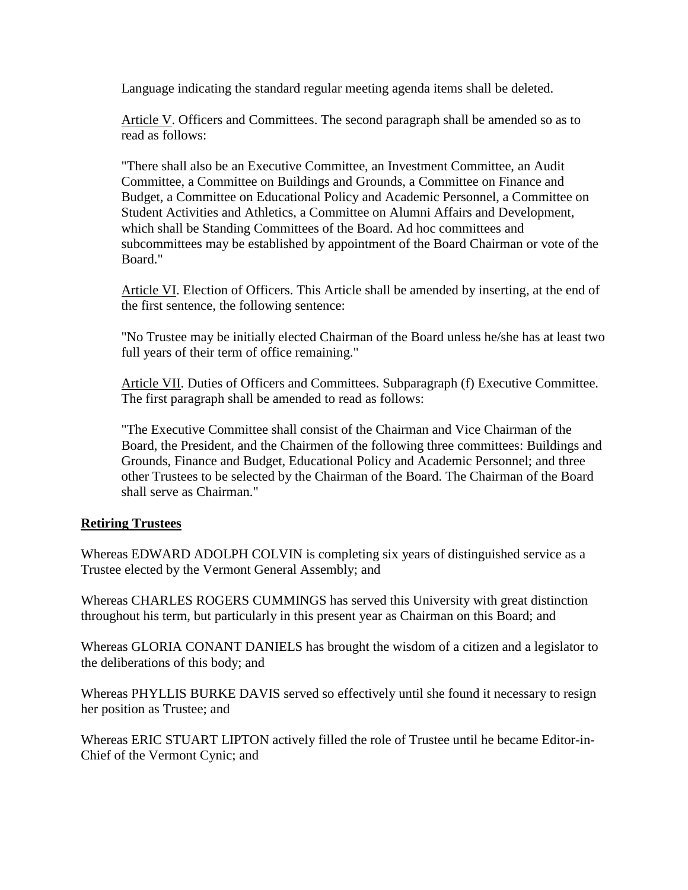Language indicating the standard regular meeting agenda items shall be deleted.

Article V. Officers and Committees. The second paragraph shall be amended so as to read as follows:

"There shall also be an Executive Committee, an Investment Committee, an Audit Committee, a Committee on Buildings and Grounds, a Committee on Finance and Budget, a Committee on Educational Policy and Academic Personnel, a Committee on Student Activities and Athletics, a Committee on Alumni Affairs and Development, which shall be Standing Committees of the Board. Ad hoc committees and subcommittees may be established by appointment of the Board Chairman or vote of the Board."

Article VI. Election of Officers. This Article shall be amended by inserting, at the end of the first sentence, the following sentence:

"No Trustee may be initially elected Chairman of the Board unless he/she has at least two full years of their term of office remaining."

Article VII. Duties of Officers and Committees. Subparagraph (f) Executive Committee. The first paragraph shall be amended to read as follows:

"The Executive Committee shall consist of the Chairman and Vice Chairman of the Board, the President, and the Chairmen of the following three committees: Buildings and Grounds, Finance and Budget, Educational Policy and Academic Personnel; and three other Trustees to be selected by the Chairman of the Board. The Chairman of the Board shall serve as Chairman."

**Retiring Trustees**

Whereas EDWARD ADOLPH COLVIN is completing six years of distinguished service as a Trustee elected by the Vermont General Assembly; and

Whereas CHARLES ROGERS CUMMINGS has served this University with great distinction throughout his term, but particularly in this present year as Chairman on this Board; and

Whereas GLORIA CONANT DANIELS has brought the wisdom of a citizen and a legislator to the deliberations of this body; and

Whereas PHYLLIS BURKE DAVIS served so effectively until she found it necessary to resign her position as Trustee; and

Whereas ERIC STUART LIPTON actively filled the role of Trustee until he became Editor-in-Chief of the Vermont Cynic; and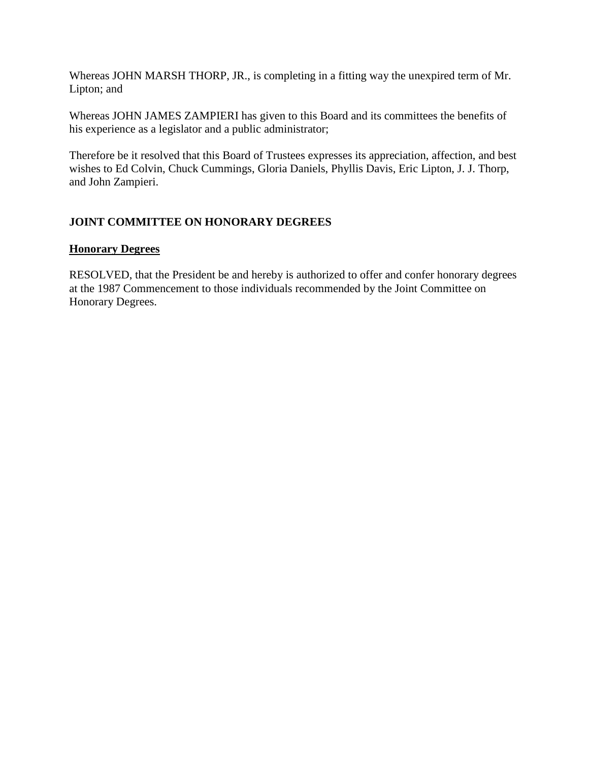Whereas JOHN MARSH THORP, JR., is completing in a fitting way the unexpired term of Mr. Lipton; and

Whereas JOHN JAMES ZAMPIERI has given to this Board and its committees the benefits of his experience as a legislator and a public administrator;

Therefore be it resolved that this Board of Trustees expresses its appreciation, affection, and best wishes to Ed Colvin, Chuck Cummings, Gloria Daniels, Phyllis Davis, Eric Lipton, J. J. Thorp, and John Zampieri.

## JOINT COMMITTEE ON HONORARY DEGREES

### Honorary Degrees

RESOLVED, that the President be and hereby is authorized to offer and confer honorary degrees at the 1987 Commencement to those individuals recommended by the Joint Committee on Honorary Degrees.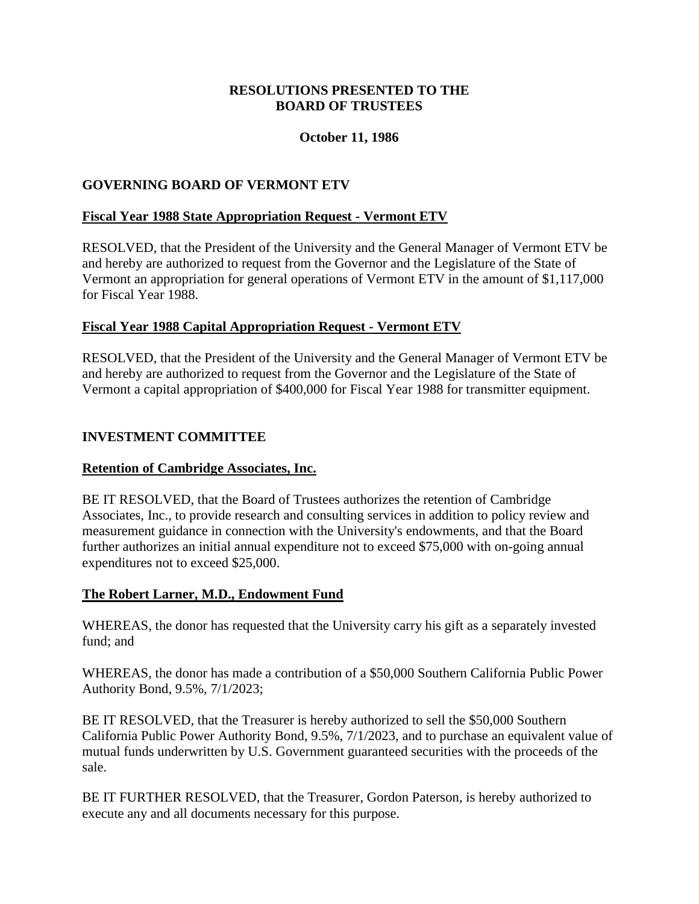**RESOLUTIONS PRESENTED TO THE BOARD OF TRUSTEES**

**October 11, 1986**

## GOVERNING BOARD OF VERMONT ETV

### Fiscal Year 1988 State Appropriation Request - Vermont ETV

RESOLVED, that the President of the University and the General Manager of Vermont ETV be and hereby are authorized to request from the Governor and the Legislature of the State of Vermont an appropriation for general operations of Vermont ETV in the amount of $1,117,000 for Fiscal Year 1988.

### Fiscal Year 1988 Capital Appropriation Request - Vermont ETV

RESOLVED, that the President of the University and the General Manager of Vermont ETV be and hereby are authorized to request from the Governor and the Legislature of the State of Vermont a capital appropriation of $400,000 for Fiscal Year 1988 for transmitter equipment.

## INVESTMENT COMMITTEE

### Retention of Cambridge Associates, Inc.

BE IT RESOLVED, that the Board of Trustees authorizes the retention of Cambridge Associates, Inc., to provide research and consulting services in addition to policy review and measurement guidance in connection with the University's endowments, and that the Board further authorizes an initial annual expenditure not to exceed $75,000 with on-going annual expenditures not to exceed $25,000.

### The Robert Larner, M.D., Endowment Fund

WHEREAS, the donor has requested that the University carry his gift as a separately invested fund; and

WHEREAS, the donor has made a contribution of a $50,000 Southern California Public Power Authority Bond, 9.5%, 7/1/2023;

BE IT RESOLVED, that the Treasurer is hereby authorized to sell the $50,000 Southern California Public Power Authority Bond, 9.5%, 7/1/2023, and to purchase an equivalent value of mutual funds underwritten by U.S. Government guaranteed securities with the proceeds of the sale.

BE IT FURTHER RESOLVED, that the Treasurer, Gordon Paterson, is hereby authorized to execute any and all documents necessary for this purpose.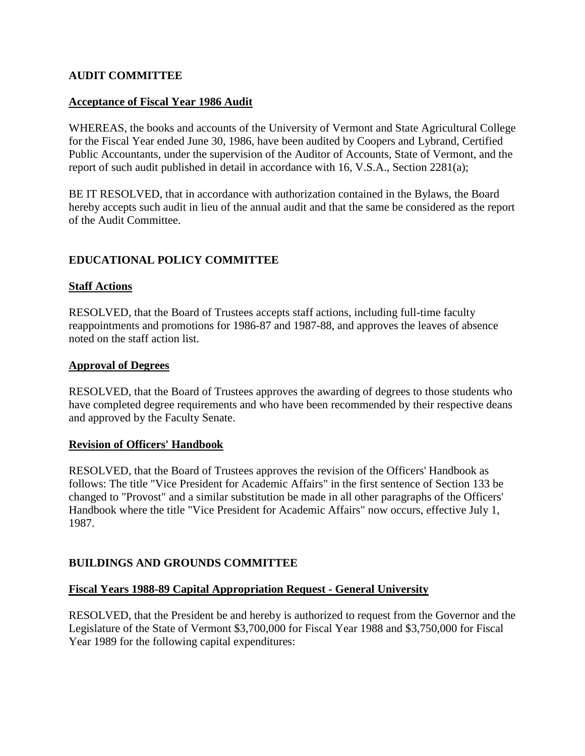## AUDIT COMMITTEE

### Acceptance of Fiscal Year 1986 Audit

WHEREAS, the books and accounts of the University of Vermont and State Agricultural College for the Fiscal Year ended June 30, 1986, have been audited by Coopers and Lybrand, Certified Public Accountants, under the supervision of the Auditor of Accounts, State of Vermont, and the report of such audit published in detail in accordance with 16, V.S.A., Section 2281(a);

BE IT RESOLVED, that in accordance with authorization contained in the Bylaws, the Board hereby accepts such audit in lieu of the annual audit and that the same be considered as the report of the Audit Committee.

## EDUCATIONAL POLICY COMMITTEE

### Staff Actions

RESOLVED, that the Board of Trustees accepts staff actions, including full-time faculty reappointments and promotions for 1986-87 and 1987-88, and approves the leaves of absence noted on the staff action list.

### Approval of Degrees

RESOLVED, that the Board of Trustees approves the awarding of degrees to those students who have completed degree requirements and who have been recommended by their respective deans and approved by the Faculty Senate.

### Revision of Officers' Handbook

RESOLVED, that the Board of Trustees approves the revision of the Officers' Handbook as follows: The title "Vice President for Academic Affairs" in the first sentence of Section 133 be changed to "Provost" and a similar substitution be made in all other paragraphs of the Officers' Handbook where the title "Vice President for Academic Affairs" now occurs, effective July 1, 1987.

## BUILDINGS AND GROUNDS COMMITTEE

### Fiscal Years 1988-89 Capital Appropriation Request - General University

RESOLVED, that the President be and hereby is authorized to request from the Governor and the Legislature of the State of Vermont $3,700,000 for Fiscal Year 1988 and $3,750,000 for Fiscal Year 1989 for the following capital expenditures: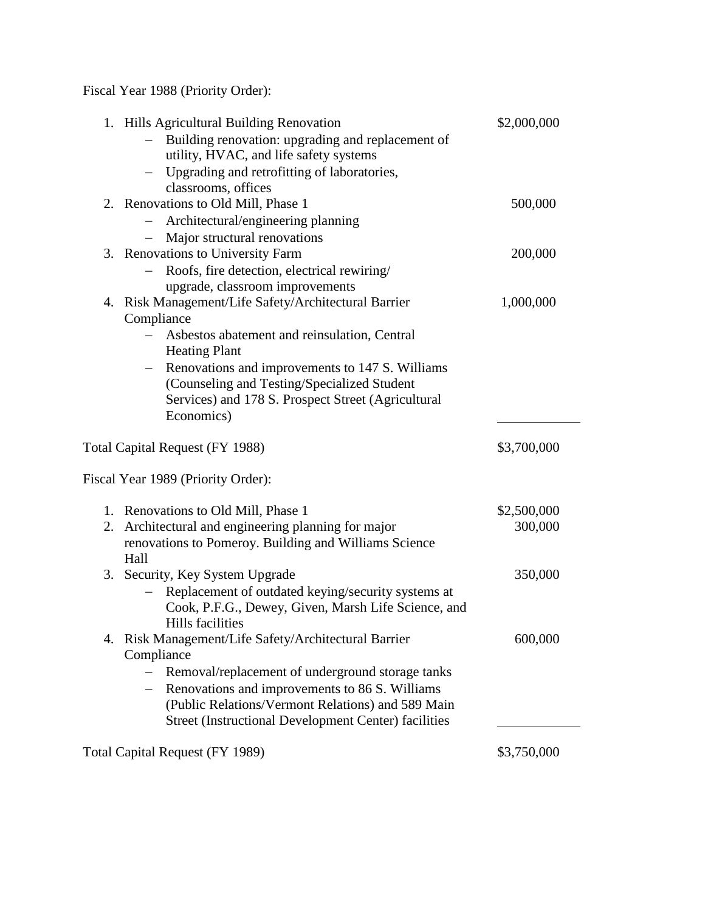Fiscal Year 1988 (Priority Order):

| | |
|---|---|
| 1. Hills Agricultural Building Renovation<br>– Building renovation: upgrading and replacement of utility, HVAC, and life safety systems<br>– Upgrading and retrofitting of laboratories, classrooms, offices | $2,000,000 |
| 2. Renovations to Old Mill, Phase 1<br>– Architectural/engineering planning<br>– Major structural renovations | 500,000 |
| 3. Renovations to University Farm<br>– Roofs, fire detection, electrical rewiring/ upgrade, classroom improvements | 200,000 |
| 4. Risk Management/Life Safety/Architectural Barrier Compliance<br>– Asbestos abatement and reinsulation, Central Heating Plant<br>– Renovations and improvements to 147 S. Williams (Counseling and Testing/Specialized Student Services) and 178 S. Prospect Street (Agricultural Economics) | 1,000,000 |
| Total Capital Request (FY 1988) | $3,700,000 |

Fiscal Year 1989 (Priority Order):

| | |
|---|---|
| 1. Renovations to Old Mill, Phase 1 | $2,500,000 |
| 2. Architectural and engineering planning for major renovations to Pomeroy. Building and Williams Science Hall | 300,000 |
| 3. Security, Key System Upgrade<br>– Replacement of outdated keying/security systems at Cook, P.F.G., Dewey, Given, Marsh Life Science, and Hills facilities | 350,000 |
| 4. Risk Management/Life Safety/Architectural Barrier Compliance<br>– Removal/replacement of underground storage tanks<br>– Renovations and improvements to 86 S. Williams (Public Relations/Vermont Relations) and 589 Main Street (Instructional Development Center) facilities | 600,000 |
| Total Capital Request (FY 1989) | $3,750,000 |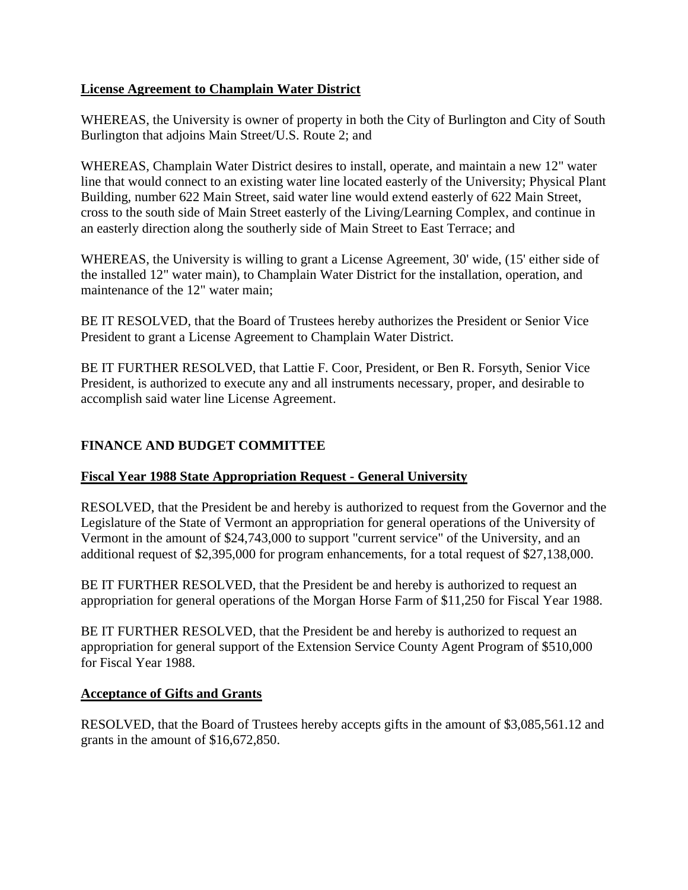**License Agreement to Champlain Water District**

WHEREAS, the University is owner of property in both the City of Burlington and City of South Burlington that adjoins Main Street/U.S. Route 2; and

WHEREAS, Champlain Water District desires to install, operate, and maintain a new 12" water line that would connect to an existing water line located easterly of the University; Physical Plant Building, number 622 Main Street, said water line would extend easterly of 622 Main Street, cross to the south side of Main Street easterly of the Living/Learning Complex, and continue in an easterly direction along the southerly side of Main Street to East Terrace; and

WHEREAS, the University is willing to grant a License Agreement, 30' wide, (15' either side of the installed 12" water main), to Champlain Water District for the installation, operation, and maintenance of the 12" water main;

BE IT RESOLVED, that the Board of Trustees hereby authorizes the President or Senior Vice President to grant a License Agreement to Champlain Water District.

BE IT FURTHER RESOLVED, that Lattie F. Coor, President, or Ben R. Forsyth, Senior Vice President, is authorized to execute any and all instruments necessary, proper, and desirable to accomplish said water line License Agreement.

## FINANCE AND BUDGET COMMITTEE

**Fiscal Year 1988 State Appropriation Request - General University**

RESOLVED, that the President be and hereby is authorized to request from the Governor and the Legislature of the State of Vermont an appropriation for general operations of the University of Vermont in the amount of $24,743,000 to support "current service" of the University, and an additional request of $2,395,000 for program enhancements, for a total request of $27,138,000.

BE IT FURTHER RESOLVED, that the President be and hereby is authorized to request an appropriation for general operations of the Morgan Horse Farm of $11,250 for Fiscal Year 1988.

BE IT FURTHER RESOLVED, that the President be and hereby is authorized to request an appropriation for general support of the Extension Service County Agent Program of $510,000 for Fiscal Year 1988.

**Acceptance of Gifts and Grants**

RESOLVED, that the Board of Trustees hereby accepts gifts in the amount of $3,085,561.12 and grants in the amount of $16,672,850.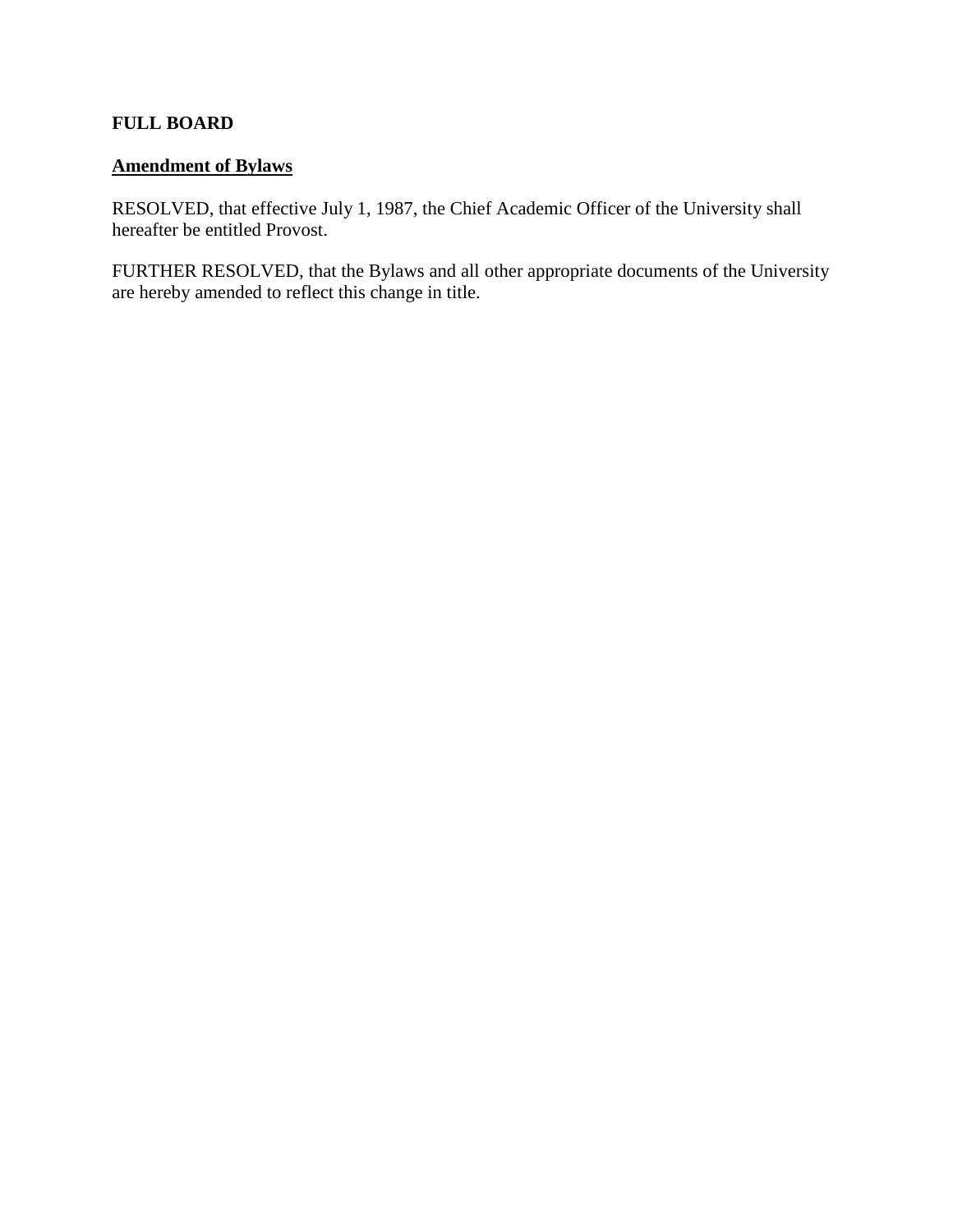**FULL BOARD**

**Amendment of Bylaws**

RESOLVED, that effective July 1, 1987, the Chief Academic Officer of the University shall hereafter be entitled Provost.

FURTHER RESOLVED, that the Bylaws and all other appropriate documents of the University are hereby amended to reflect this change in title.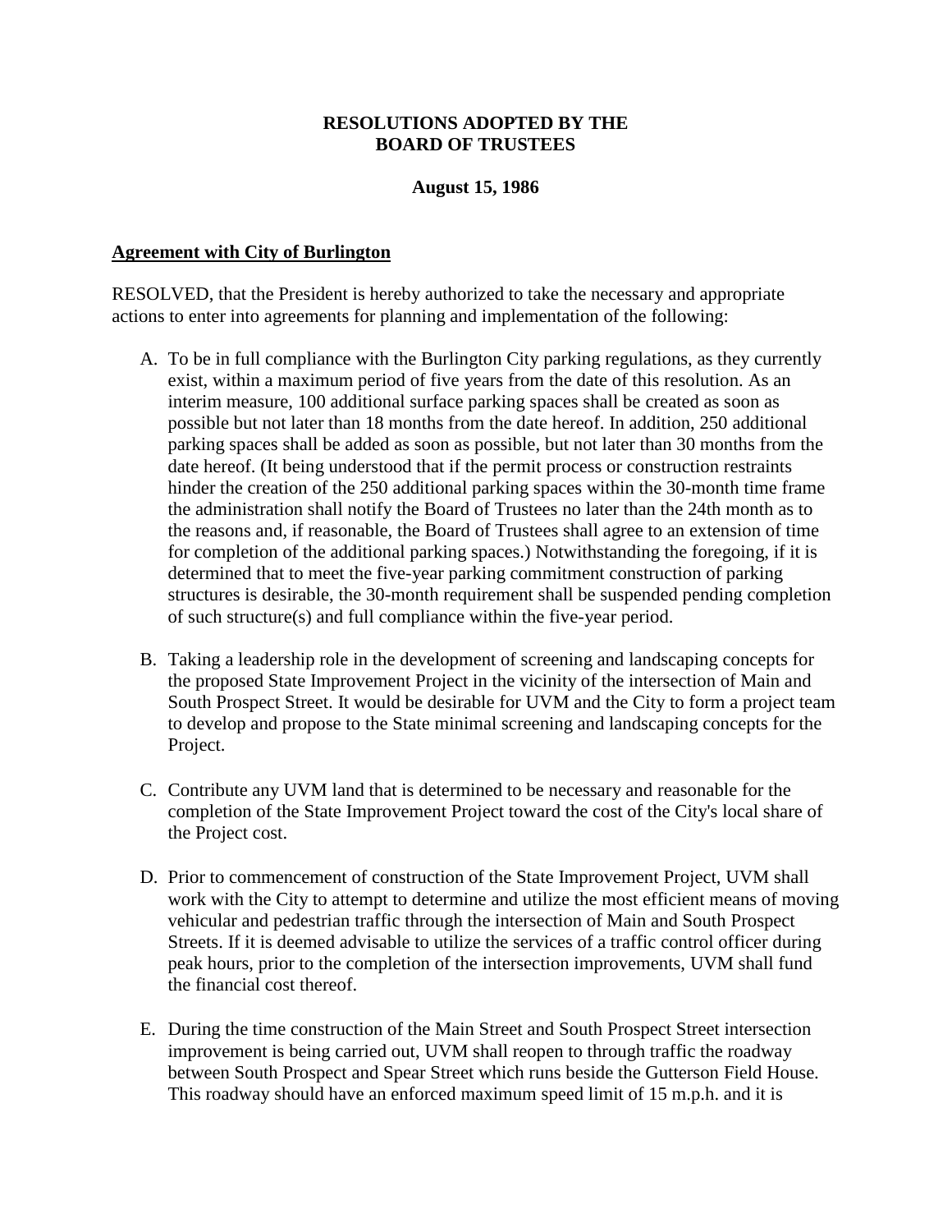**RESOLUTIONS ADOPTED BY THE BOARD OF TRUSTEES**

**August 15, 1986**

**Agreement with City of Burlington**

RESOLVED, that the President is hereby authorized to take the necessary and appropriate actions to enter into agreements for planning and implementation of the following:

A. To be in full compliance with the Burlington City parking regulations, as they currently exist, within a maximum period of five years from the date of this resolution. As an interim measure, 100 additional surface parking spaces shall be created as soon as possible but not later than 18 months from the date hereof. In addition, 250 additional parking spaces shall be added as soon as possible, but not later than 30 months from the date hereof. (It being understood that if the permit process or construction restraints hinder the creation of the 250 additional parking spaces within the 30-month time frame the administration shall notify the Board of Trustees no later than the 24th month as to the reasons and, if reasonable, the Board of Trustees shall agree to an extension of time for completion of the additional parking spaces.) Notwithstanding the foregoing, if it is determined that to meet the five-year parking commitment construction of parking structures is desirable, the 30-month requirement shall be suspended pending completion of such structure(s) and full compliance within the five-year period.

B. Taking a leadership role in the development of screening and landscaping concepts for the proposed State Improvement Project in the vicinity of the intersection of Main and South Prospect Street. It would be desirable for UVM and the City to form a project team to develop and propose to the State minimal screening and landscaping concepts for the Project.

C. Contribute any UVM land that is determined to be necessary and reasonable for the completion of the State Improvement Project toward the cost of the City's local share of the Project cost.

D. Prior to commencement of construction of the State Improvement Project, UVM shall work with the City to attempt to determine and utilize the most efficient means of moving vehicular and pedestrian traffic through the intersection of Main and South Prospect Streets. If it is deemed advisable to utilize the services of a traffic control officer during peak hours, prior to the completion of the intersection improvements, UVM shall fund the financial cost thereof.

E. During the time construction of the Main Street and South Prospect Street intersection improvement is being carried out, UVM shall reopen to through traffic the roadway between South Prospect and Spear Street which runs beside the Gutterson Field House. This roadway should have an enforced maximum speed limit of 15 m.p.h. and it is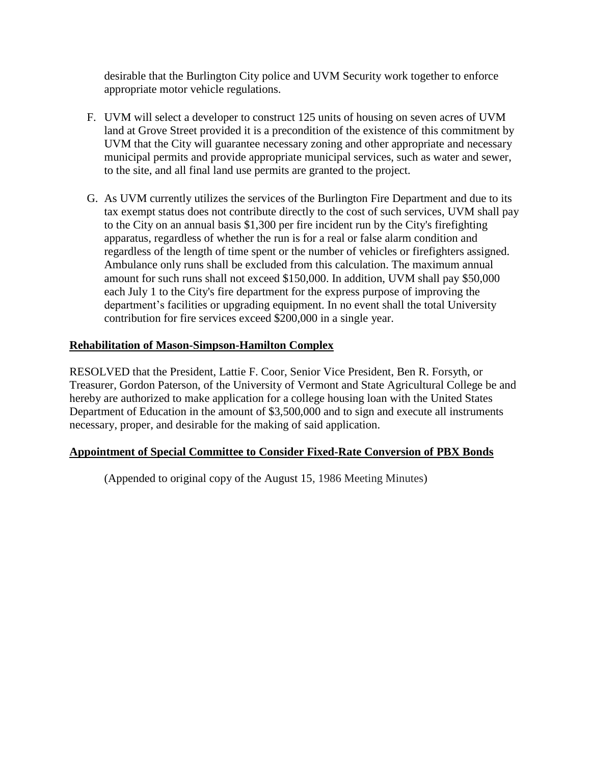desirable that the Burlington City police and UVM Security work together to enforce appropriate motor vehicle regulations.

F. UVM will select a developer to construct 125 units of housing on seven acres of UVM land at Grove Street provided it is a precondition of the existence of this commitment by UVM that the City will guarantee necessary zoning and other appropriate and necessary municipal permits and provide appropriate municipal services, such as water and sewer, to the site, and all final land use permits are granted to the project.

G. As UVM currently utilizes the services of the Burlington Fire Department and due to its tax exempt status does not contribute directly to the cost of such services, UVM shall pay to the City on an annual basis $1,300 per fire incident run by the City's firefighting apparatus, regardless of whether the run is for a real or false alarm condition and regardless of the length of time spent or the number of vehicles or firefighters assigned. Ambulance only runs shall be excluded from this calculation. The maximum annual amount for such runs shall not exceed $150,000. In addition, UVM shall pay $50,000 each July 1 to the City's fire department for the express purpose of improving the department's facilities or upgrading equipment. In no event shall the total University contribution for fire services exceed $200,000 in a single year.

**Rehabilitation of Mason-Simpson-Hamilton Complex**

RESOLVED that the President, Lattie F. Coor, Senior Vice President, Ben R. Forsyth, or Treasurer, Gordon Paterson, of the University of Vermont and State Agricultural College be and hereby are authorized to make application for a college housing loan with the United States Department of Education in the amount of $3,500,000 and to sign and execute all instruments necessary, proper, and desirable for the making of said application.

**Appointment of Special Committee to Consider Fixed-Rate Conversion of PBX Bonds**

(Appended to original copy of the August 15, 1986 Meeting Minutes)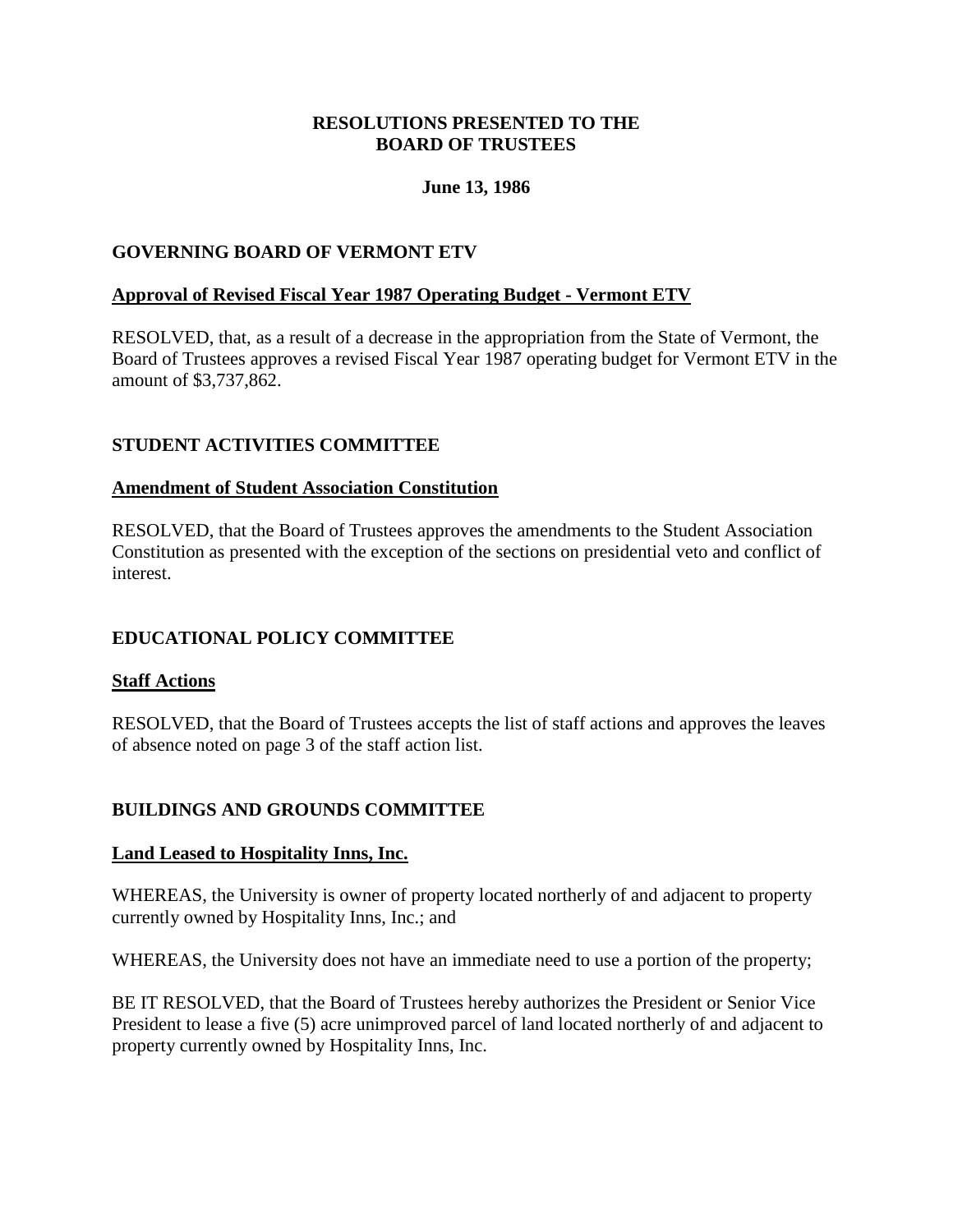# RESOLUTIONS PRESENTED TO THE BOARD OF TRUSTEES

**June 13, 1986**

## GOVERNING BOARD OF VERMONT ETV

### Approval of Revised Fiscal Year 1987 Operating Budget - Vermont ETV

RESOLVED, that, as a result of a decrease in the appropriation from the State of Vermont, the Board of Trustees approves a revised Fiscal Year 1987 operating budget for Vermont ETV in the amount of $3,737,862.

## STUDENT ACTIVITIES COMMITTEE

### Amendment of Student Association Constitution

RESOLVED, that the Board of Trustees approves the amendments to the Student Association Constitution as presented with the exception of the sections on presidential veto and conflict of interest.

## EDUCATIONAL POLICY COMMITTEE

### Staff Actions

RESOLVED, that the Board of Trustees accepts the list of staff actions and approves the leaves of absence noted on page 3 of the staff action list.

## BUILDINGS AND GROUNDS COMMITTEE

### Land Leased to Hospitality Inns, Inc.

WHEREAS, the University is owner of property located northerly of and adjacent to property currently owned by Hospitality Inns, Inc.; and

WHEREAS, the University does not have an immediate need to use a portion of the property;

BE IT RESOLVED, that the Board of Trustees hereby authorizes the President or Senior Vice President to lease a five (5) acre unimproved parcel of land located northerly of and adjacent to property currently owned by Hospitality Inns, Inc.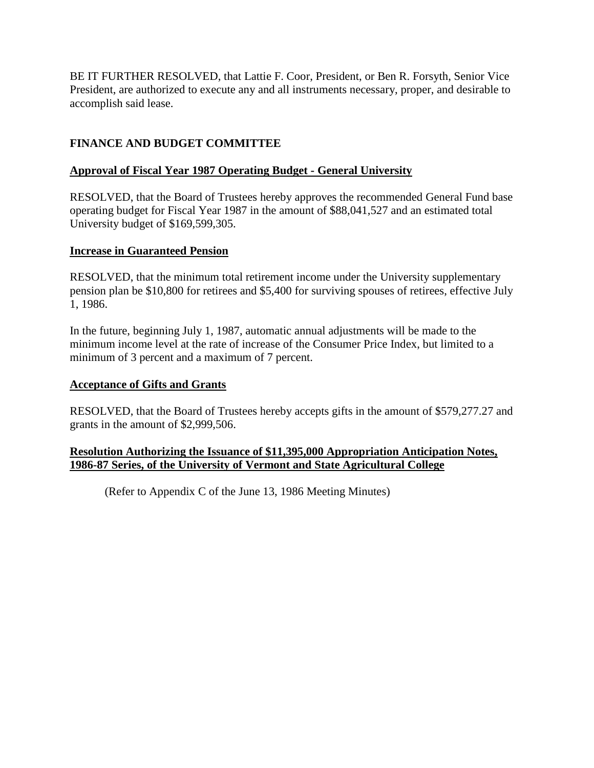BE IT FURTHER RESOLVED, that Lattie F. Coor, President, or Ben R. Forsyth, Senior Vice President, are authorized to execute any and all instruments necessary, proper, and desirable to accomplish said lease.

## FINANCE AND BUDGET COMMITTEE

**Approval of Fiscal Year 1987 Operating Budget - General University**

RESOLVED, that the Board of Trustees hereby approves the recommended General Fund base operating budget for Fiscal Year 1987 in the amount of $88,041,527 and an estimated total University budget of $169,599,305.

**Increase in Guaranteed Pension**

RESOLVED, that the minimum total retirement income under the University supplementary pension plan be $10,800 for retirees and $5,400 for surviving spouses of retirees, effective July 1, 1986.

In the future, beginning July 1, 1987, automatic annual adjustments will be made to the minimum income level at the rate of increase of the Consumer Price Index, but limited to a minimum of 3 percent and a maximum of 7 percent.

**Acceptance of Gifts and Grants**

RESOLVED, that the Board of Trustees hereby accepts gifts in the amount of $579,277.27 and grants in the amount of $2,999,506.

**Resolution Authorizing the Issuance of $11,395,000 Appropriation Anticipation Notes, 1986-87 Series, of the University of Vermont and State Agricultural College**

(Refer to Appendix C of the June 13, 1986 Meeting Minutes)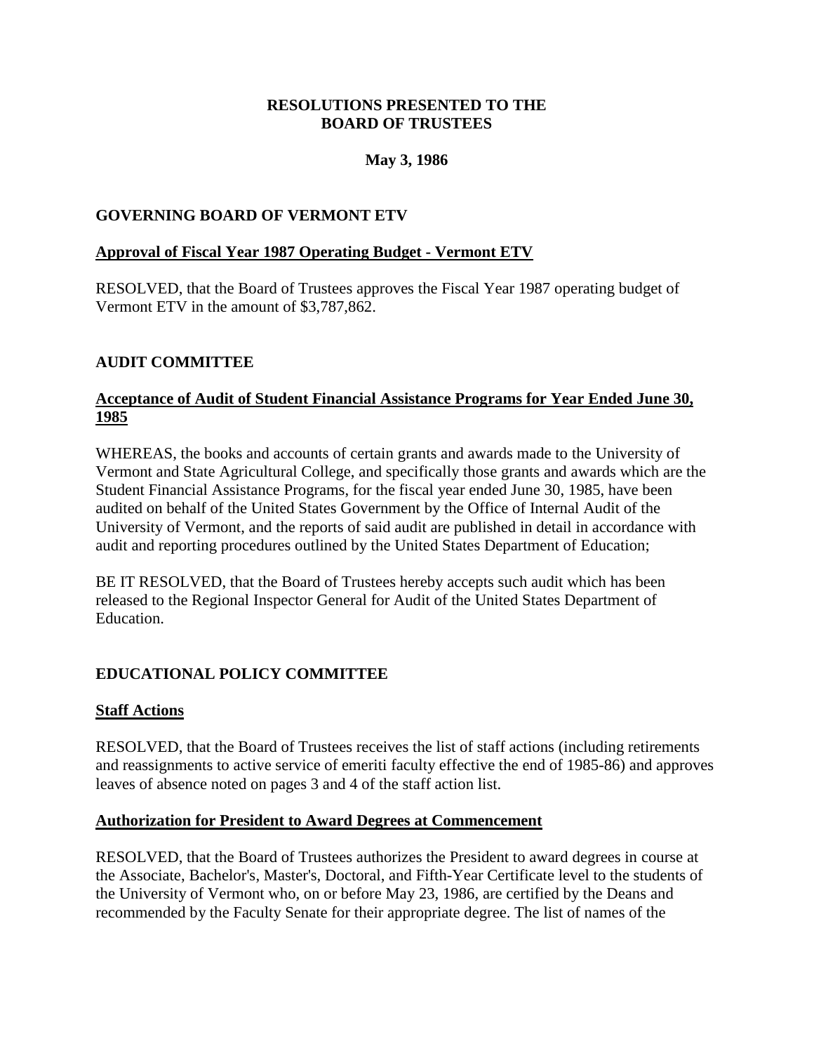**RESOLUTIONS PRESENTED TO THE BOARD OF TRUSTEES**

**May 3, 1986**

## GOVERNING BOARD OF VERMONT ETV

### Approval of Fiscal Year 1987 Operating Budget - Vermont ETV

RESOLVED, that the Board of Trustees approves the Fiscal Year 1987 operating budget of Vermont ETV in the amount of $3,787,862.

## AUDIT COMMITTEE

### Acceptance of Audit of Student Financial Assistance Programs for Year Ended June 30, 1985

WHEREAS, the books and accounts of certain grants and awards made to the University of Vermont and State Agricultural College, and specifically those grants and awards which are the Student Financial Assistance Programs, for the fiscal year ended June 30, 1985, have been audited on behalf of the United States Government by the Office of Internal Audit of the University of Vermont, and the reports of said audit are published in detail in accordance with audit and reporting procedures outlined by the United States Department of Education;

BE IT RESOLVED, that the Board of Trustees hereby accepts such audit which has been released to the Regional Inspector General for Audit of the United States Department of Education.

## EDUCATIONAL POLICY COMMITTEE

### Staff Actions

RESOLVED, that the Board of Trustees receives the list of staff actions (including retirements and reassignments to active service of emeriti faculty effective the end of 1985-86) and approves leaves of absence noted on pages 3 and 4 of the staff action list.

### Authorization for President to Award Degrees at Commencement

RESOLVED, that the Board of Trustees authorizes the President to award degrees in course at the Associate, Bachelor's, Master's, Doctoral, and Fifth-Year Certificate level to the students of the University of Vermont who, on or before May 23, 1986, are certified by the Deans and recommended by the Faculty Senate for their appropriate degree. The list of names of the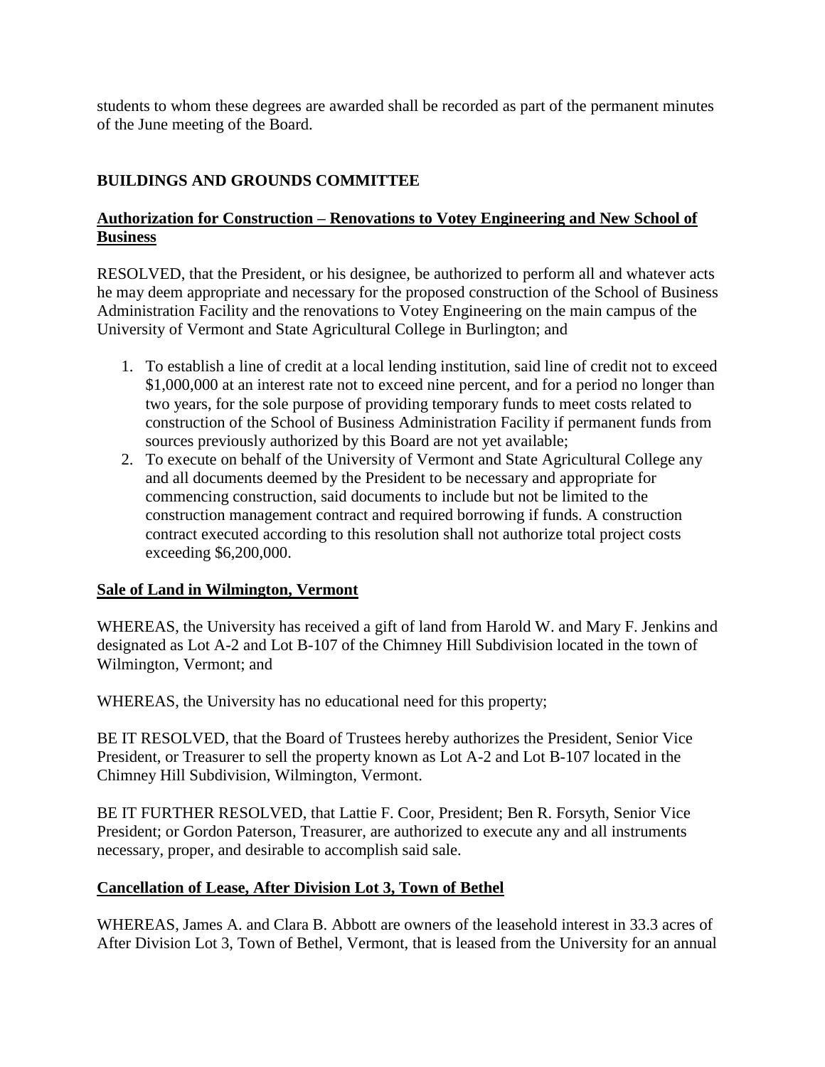students to whom these degrees are awarded shall be recorded as part of the permanent minutes of the June meeting of the Board.

## BUILDINGS AND GROUNDS COMMITTEE

### Authorization for Construction – Renovations to Votey Engineering and New School of Business

RESOLVED, that the President, or his designee, be authorized to perform all and whatever acts he may deem appropriate and necessary for the proposed construction of the School of Business Administration Facility and the renovations to Votey Engineering on the main campus of the University of Vermont and State Agricultural College in Burlington; and

1. To establish a line of credit at a local lending institution, said line of credit not to exceed $1,000,000 at an interest rate not to exceed nine percent, and for a period no longer than two years, for the sole purpose of providing temporary funds to meet costs related to construction of the School of Business Administration Facility if permanent funds from sources previously authorized by this Board are not yet available;
2. To execute on behalf of the University of Vermont and State Agricultural College any and all documents deemed by the President to be necessary and appropriate for commencing construction, said documents to include but not be limited to the construction management contract and required borrowing if funds. A construction contract executed according to this resolution shall not authorize total project costs exceeding $6,200,000.

### Sale of Land in Wilmington, Vermont

WHEREAS, the University has received a gift of land from Harold W. and Mary F. Jenkins and designated as Lot A-2 and Lot B-107 of the Chimney Hill Subdivision located in the town of Wilmington, Vermont; and

WHEREAS, the University has no educational need for this property;

BE IT RESOLVED, that the Board of Trustees hereby authorizes the President, Senior Vice President, or Treasurer to sell the property known as Lot A-2 and Lot B-107 located in the Chimney Hill Subdivision, Wilmington, Vermont.

BE IT FURTHER RESOLVED, that Lattie F. Coor, President; Ben R. Forsyth, Senior Vice President; or Gordon Paterson, Treasurer, are authorized to execute any and all instruments necessary, proper, and desirable to accomplish said sale.

### Cancellation of Lease, After Division Lot 3, Town of Bethel

WHEREAS, James A. and Clara B. Abbott are owners of the leasehold interest in 33.3 acres of After Division Lot 3, Town of Bethel, Vermont, that is leased from the University for an annual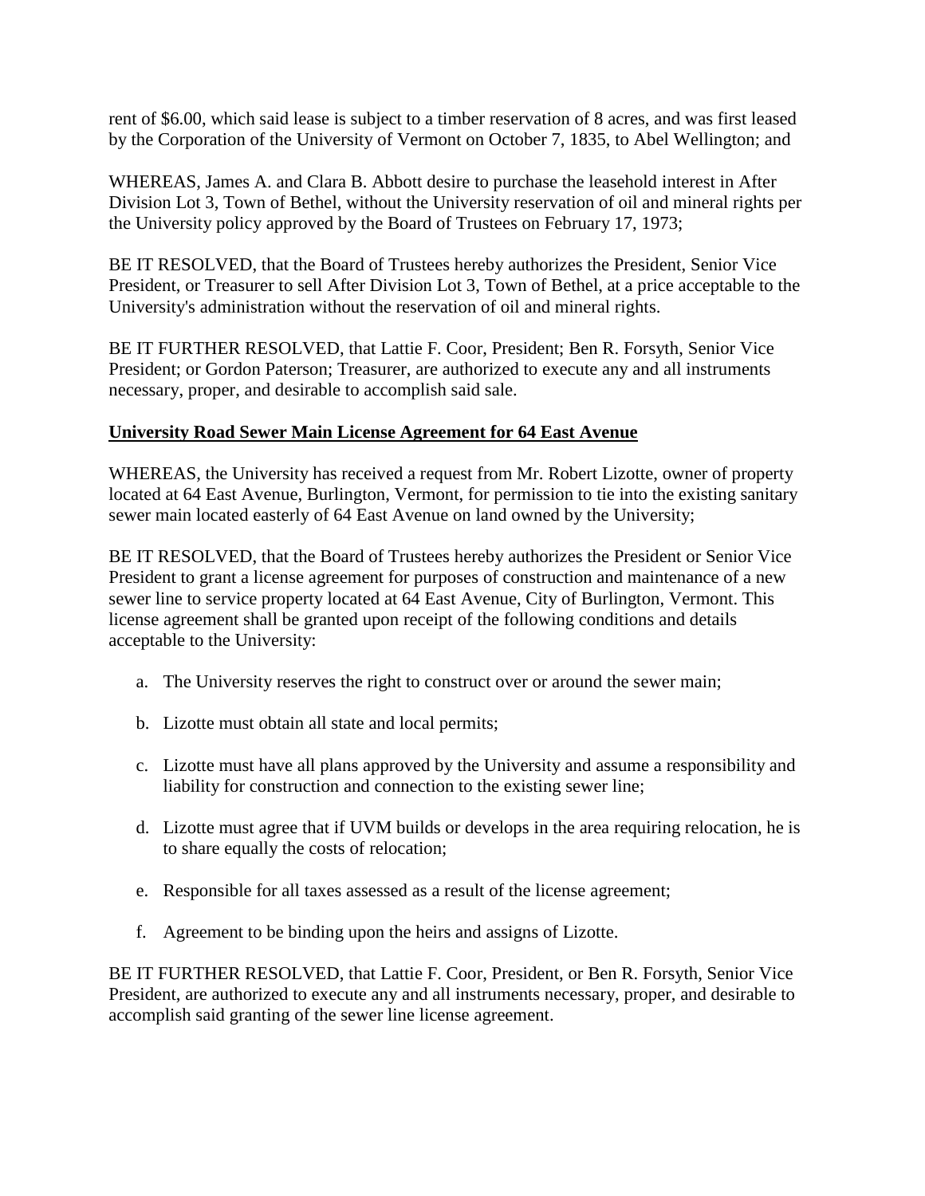rent of $6.00, which said lease is subject to a timber reservation of 8 acres, and was first leased by the Corporation of the University of Vermont on October 7, 1835, to Abel Wellington; and

WHEREAS, James A. and Clara B. Abbott desire to purchase the leasehold interest in After Division Lot 3, Town of Bethel, without the University reservation of oil and mineral rights per the University policy approved by the Board of Trustees on February 17, 1973;

BE IT RESOLVED, that the Board of Trustees hereby authorizes the President, Senior Vice President, or Treasurer to sell After Division Lot 3, Town of Bethel, at a price acceptable to the University's administration without the reservation of oil and mineral rights.

BE IT FURTHER RESOLVED, that Lattie F. Coor, President; Ben R. Forsyth, Senior Vice President; or Gordon Paterson; Treasurer, are authorized to execute any and all instruments necessary, proper, and desirable to accomplish said sale.

**University Road Sewer Main License Agreement for 64 East Avenue**

WHEREAS, the University has received a request from Mr. Robert Lizotte, owner of property located at 64 East Avenue, Burlington, Vermont, for permission to tie into the existing sanitary sewer main located easterly of 64 East Avenue on land owned by the University;

BE IT RESOLVED, that the Board of Trustees hereby authorizes the President or Senior Vice President to grant a license agreement for purposes of construction and maintenance of a new sewer line to service property located at 64 East Avenue, City of Burlington, Vermont. This license agreement shall be granted upon receipt of the following conditions and details acceptable to the University:

a. The University reserves the right to construct over or around the sewer main;

b. Lizotte must obtain all state and local permits;

c. Lizotte must have all plans approved by the University and assume a responsibility and liability for construction and connection to the existing sewer line;

d. Lizotte must agree that if UVM builds or develops in the area requiring relocation, he is to share equally the costs of relocation;

e. Responsible for all taxes assessed as a result of the license agreement;

f. Agreement to be binding upon the heirs and assigns of Lizotte.

BE IT FURTHER RESOLVED, that Lattie F. Coor, President, or Ben R. Forsyth, Senior Vice President, are authorized to execute any and all instruments necessary, proper, and desirable to accomplish said granting of the sewer line license agreement.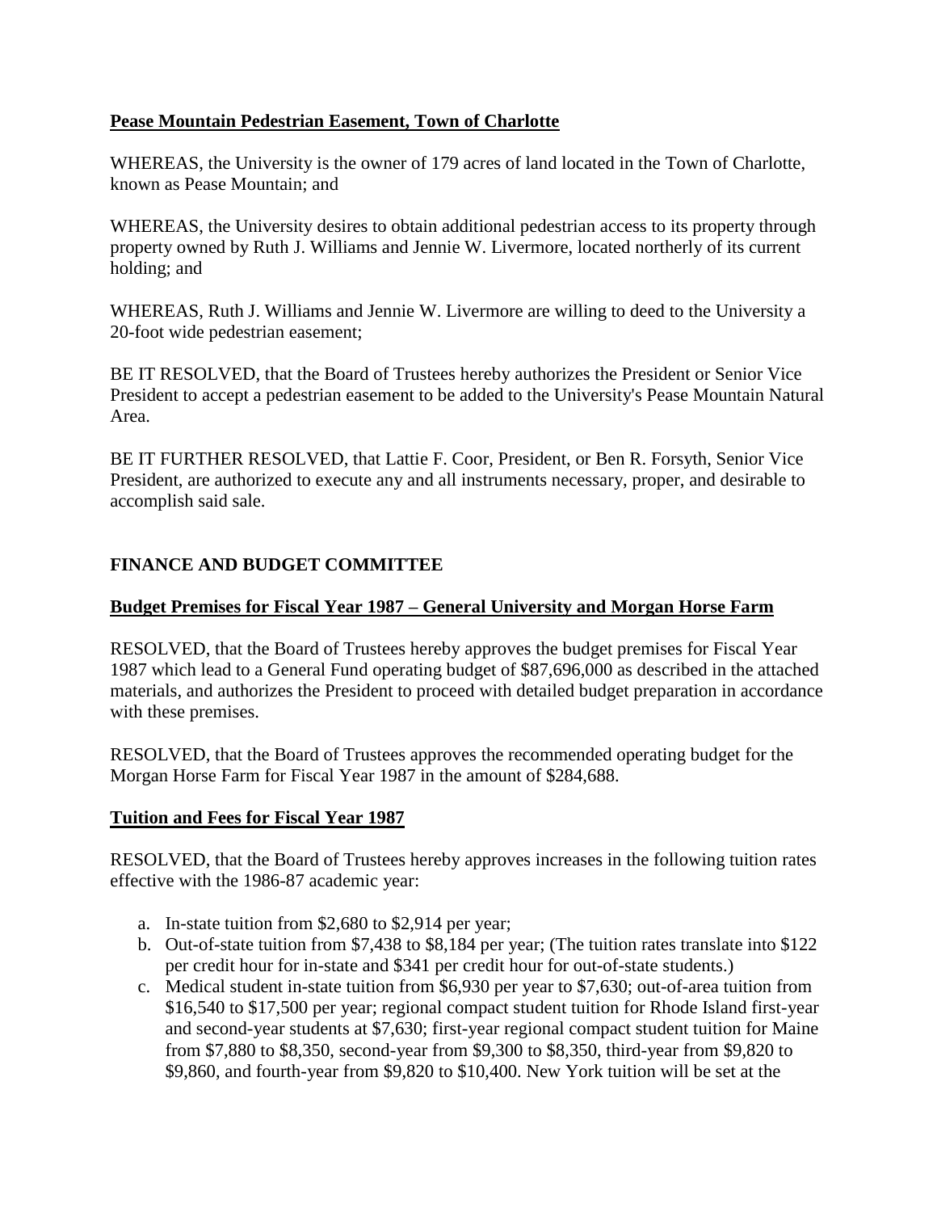**Pease Mountain Pedestrian Easement, Town of Charlotte**

WHEREAS, the University is the owner of 179 acres of land located in the Town of Charlotte, known as Pease Mountain; and

WHEREAS, the University desires to obtain additional pedestrian access to its property through property owned by Ruth J. Williams and Jennie W. Livermore, located northerly of its current holding; and

WHEREAS, Ruth J. Williams and Jennie W. Livermore are willing to deed to the University a 20-foot wide pedestrian easement;

BE IT RESOLVED, that the Board of Trustees hereby authorizes the President or Senior Vice President to accept a pedestrian easement to be added to the University's Pease Mountain Natural Area.

BE IT FURTHER RESOLVED, that Lattie F. Coor, President, or Ben R. Forsyth, Senior Vice President, are authorized to execute any and all instruments necessary, proper, and desirable to accomplish said sale.

## FINANCE AND BUDGET COMMITTEE

**Budget Premises for Fiscal Year 1987 – General University and Morgan Horse Farm**

RESOLVED, that the Board of Trustees hereby approves the budget premises for Fiscal Year 1987 which lead to a General Fund operating budget of $87,696,000 as described in the attached materials, and authorizes the President to proceed with detailed budget preparation in accordance with these premises.

RESOLVED, that the Board of Trustees approves the recommended operating budget for the Morgan Horse Farm for Fiscal Year 1987 in the amount of $284,688.

**Tuition and Fees for Fiscal Year 1987**

RESOLVED, that the Board of Trustees hereby approves increases in the following tuition rates effective with the 1986-87 academic year:

a. In-state tuition from $2,680 to $2,914 per year;
b. Out-of-state tuition from $7,438 to $8,184 per year; (The tuition rates translate into $122 per credit hour for in-state and $341 per credit hour for out-of-state students.)
c. Medical student in-state tuition from $6,930 per year to $7,630; out-of-area tuition from $16,540 to $17,500 per year; regional compact student tuition for Rhode Island first-year and second-year students at $7,630; first-year regional compact student tuition for Maine from $7,880 to $8,350, second-year from $9,300 to $8,350, third-year from $9,820 to $9,860, and fourth-year from $9,820 to $10,400. New York tuition will be set at the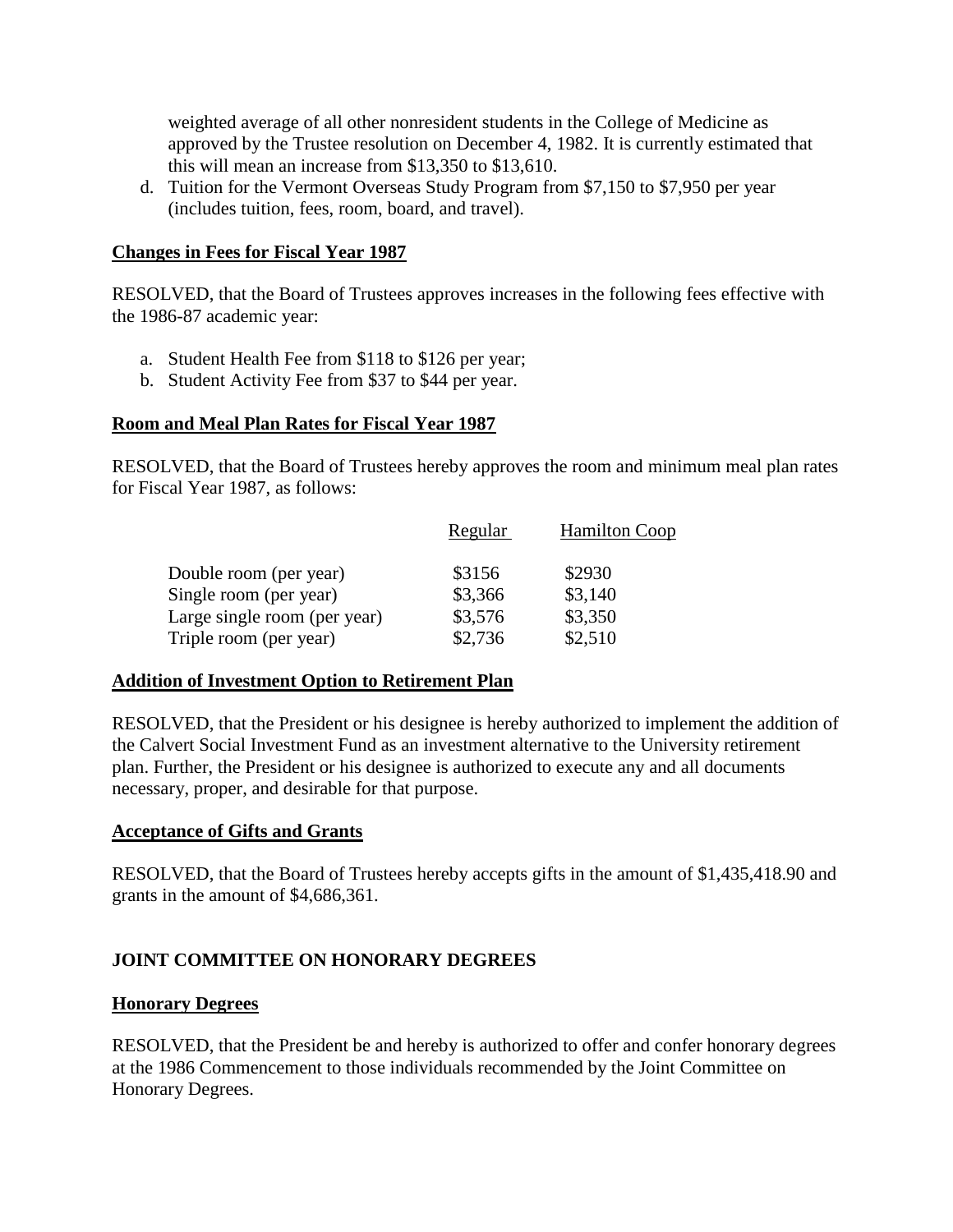weighted average of all other nonresident students in the College of Medicine as approved by the Trustee resolution on December 4, 1982. It is currently estimated that this will mean an increase from $13,350 to $13,610.

d. Tuition for the Vermont Overseas Study Program from $7,150 to $7,950 per year (includes tuition, fees, room, board, and travel).

**Changes in Fees for Fiscal Year 1987**

RESOLVED, that the Board of Trustees approves increases in the following fees effective with the 1986-87 academic year:

a. Student Health Fee from $118 to $126 per year;
b. Student Activity Fee from $37 to $44 per year.

**Room and Meal Plan Rates for Fiscal Year 1987**

RESOLVED, that the Board of Trustees hereby approves the room and minimum meal plan rates for Fiscal Year 1987, as follows:

| | Regular | Hamilton Coop |
|---|---|---|
| Double room (per year) | $3156 | $2930 |
| Single room (per year) | $3,366 | $3,140 |
| Large single room (per year) | $3,576 | $3,350 |
| Triple room (per year) | $2,736 | $2,510 |

**Addition of Investment Option to Retirement Plan**

RESOLVED, that the President or his designee is hereby authorized to implement the addition of the Calvert Social Investment Fund as an investment alternative to the University retirement plan. Further, the President or his designee is authorized to execute any and all documents necessary, proper, and desirable for that purpose.

**Acceptance of Gifts and Grants**

RESOLVED, that the Board of Trustees hereby accepts gifts in the amount of $1,435,418.90 and grants in the amount of $4,686,361.

**JOINT COMMITTEE ON HONORARY DEGREES**

**Honorary Degrees**

RESOLVED, that the President be and hereby is authorized to offer and confer honorary degrees at the 1986 Commencement to those individuals recommended by the Joint Committee on Honorary Degrees.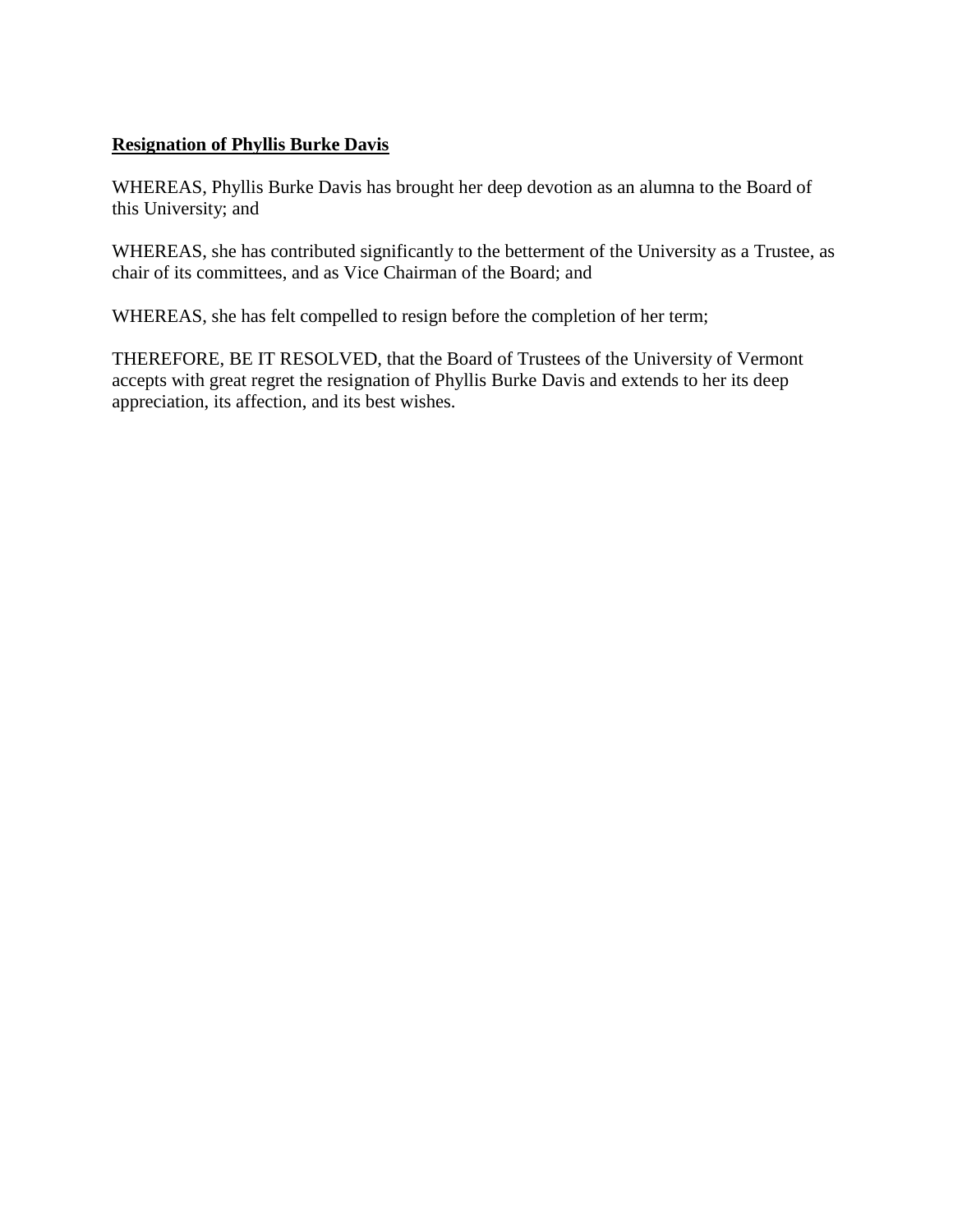**<u>Resignation of Phyllis Burke Davis</u>**

WHEREAS, Phyllis Burke Davis has brought her deep devotion as an alumna to the Board of this University; and

WHEREAS, she has contributed significantly to the betterment of the University as a Trustee, as chair of its committees, and as Vice Chairman of the Board; and

WHEREAS, she has felt compelled to resign before the completion of her term;

THEREFORE, BE IT RESOLVED, that the Board of Trustees of the University of Vermont accepts with great regret the resignation of Phyllis Burke Davis and extends to her its deep appreciation, its affection, and its best wishes.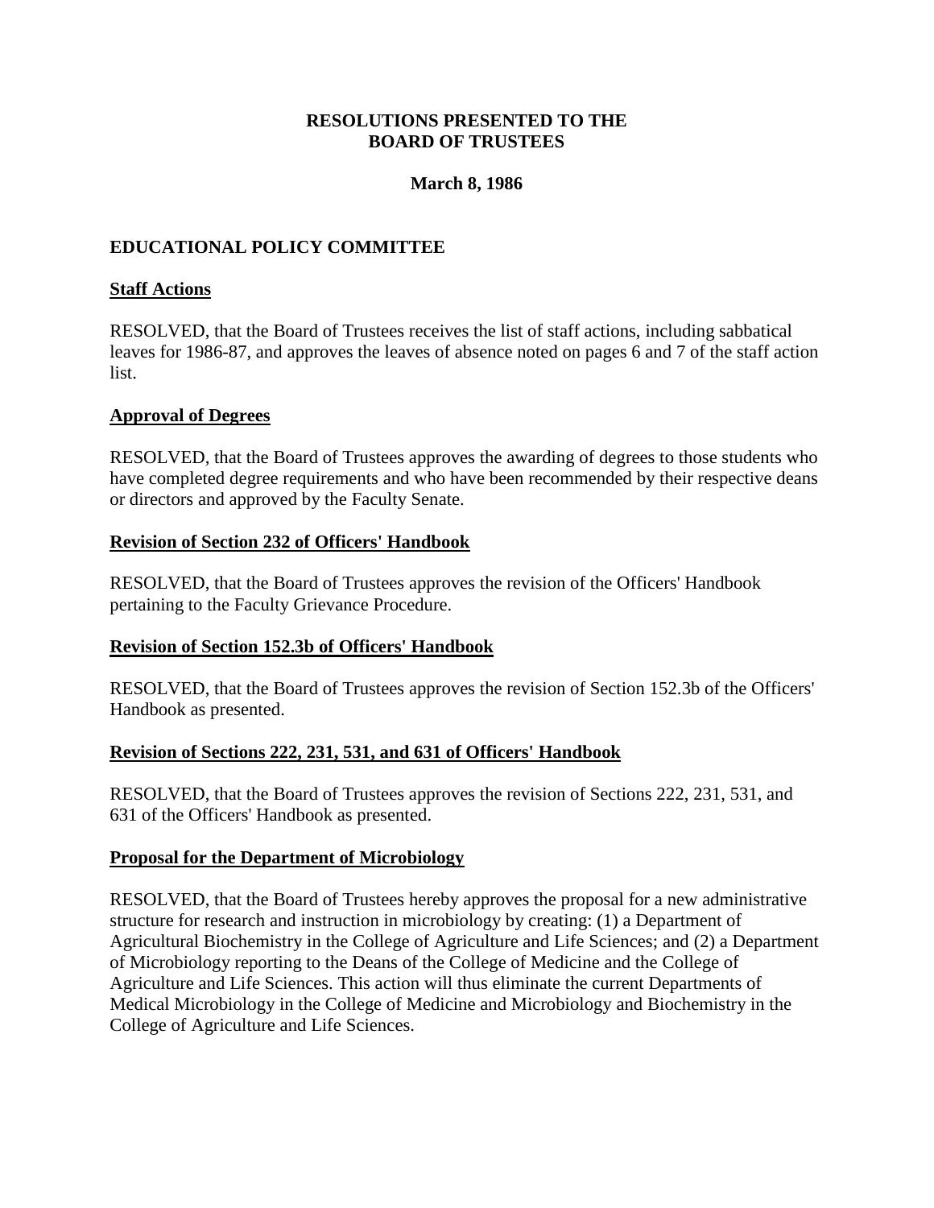**RESOLUTIONS PRESENTED TO THE BOARD OF TRUSTEES**

**March 8, 1986**

## EDUCATIONAL POLICY COMMITTEE

### Staff Actions

RESOLVED, that the Board of Trustees receives the list of staff actions, including sabbatical leaves for 1986-87, and approves the leaves of absence noted on pages 6 and 7 of the staff action list.

### Approval of Degrees

RESOLVED, that the Board of Trustees approves the awarding of degrees to those students who have completed degree requirements and who have been recommended by their respective deans or directors and approved by the Faculty Senate.

### Revision of Section 232 of Officers' Handbook

RESOLVED, that the Board of Trustees approves the revision of the Officers' Handbook pertaining to the Faculty Grievance Procedure.

### Revision of Section 152.3b of Officers' Handbook

RESOLVED, that the Board of Trustees approves the revision of Section 152.3b of the Officers' Handbook as presented.

### Revision of Sections 222, 231, 531, and 631 of Officers' Handbook

RESOLVED, that the Board of Trustees approves the revision of Sections 222, 231, 531, and 631 of the Officers' Handbook as presented.

### Proposal for the Department of Microbiology

RESOLVED, that the Board of Trustees hereby approves the proposal for a new administrative structure for research and instruction in microbiology by creating: (1) a Department of Agricultural Biochemistry in the College of Agriculture and Life Sciences; and (2) a Department of Microbiology reporting to the Deans of the College of Medicine and the College of Agriculture and Life Sciences. This action will thus eliminate the current Departments of Medical Microbiology in the College of Medicine and Microbiology and Biochemistry in the College of Agriculture and Life Sciences.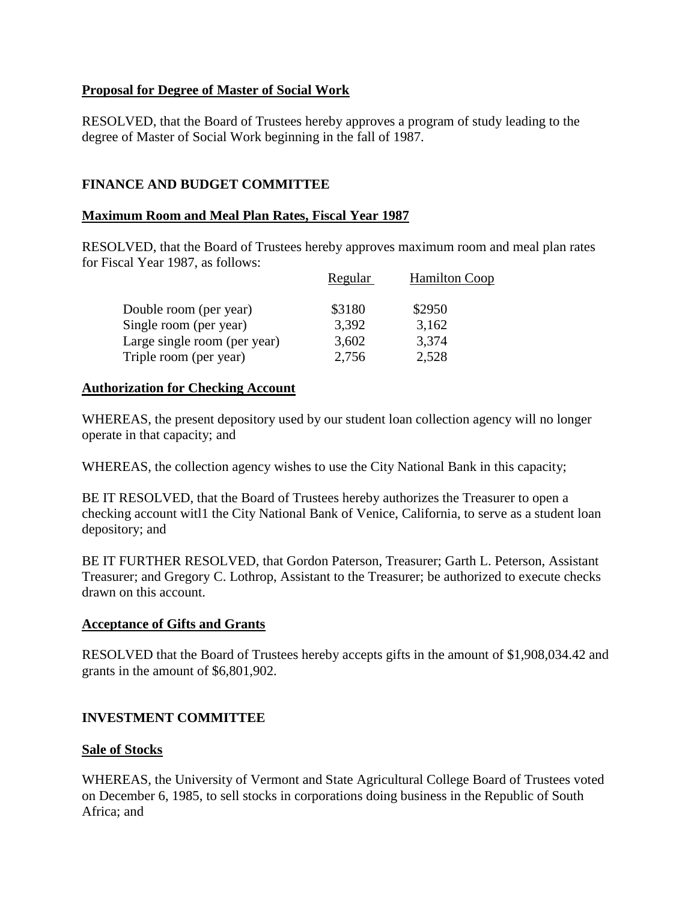**Proposal for Degree of Master of Social Work**

RESOLVED, that the Board of Trustees hereby approves a program of study leading to the degree of Master of Social Work beginning in the fall of 1987.

## FINANCE AND BUDGET COMMITTEE

**Maximum Room and Meal Plan Rates, Fiscal Year 1987**

RESOLVED, that the Board of Trustees hereby approves maximum room and meal plan rates for Fiscal Year 1987, as follows:

| | Regular | Hamilton Coop |
|---|---|---|
| Double room (per year) | $3180 | $2950 |
| Single room (per year) | 3,392 | 3,162 |
| Large single room (per year) | 3,602 | 3,374 |
| Triple room (per year) | 2,756 | 2,528 |

**Authorization for Checking Account**

WHEREAS, the present depository used by our student loan collection agency will no longer operate in that capacity; and

WHEREAS, the collection agency wishes to use the City National Bank in this capacity;

BE IT RESOLVED, that the Board of Trustees hereby authorizes the Treasurer to open a checking account witl1 the City National Bank of Venice, California, to serve as a student loan depository; and

BE IT FURTHER RESOLVED, that Gordon Paterson, Treasurer; Garth L. Peterson, Assistant Treasurer; and Gregory C. Lothrop, Assistant to the Treasurer; be authorized to execute checks drawn on this account.

**Acceptance of Gifts and Grants**

RESOLVED that the Board of Trustees hereby accepts gifts in the amount of $1,908,034.42 and grants in the amount of $6,801,902.

## INVESTMENT COMMITTEE

**Sale of Stocks**

WHEREAS, the University of Vermont and State Agricultural College Board of Trustees voted on December 6, 1985, to sell stocks in corporations doing business in the Republic of South Africa; and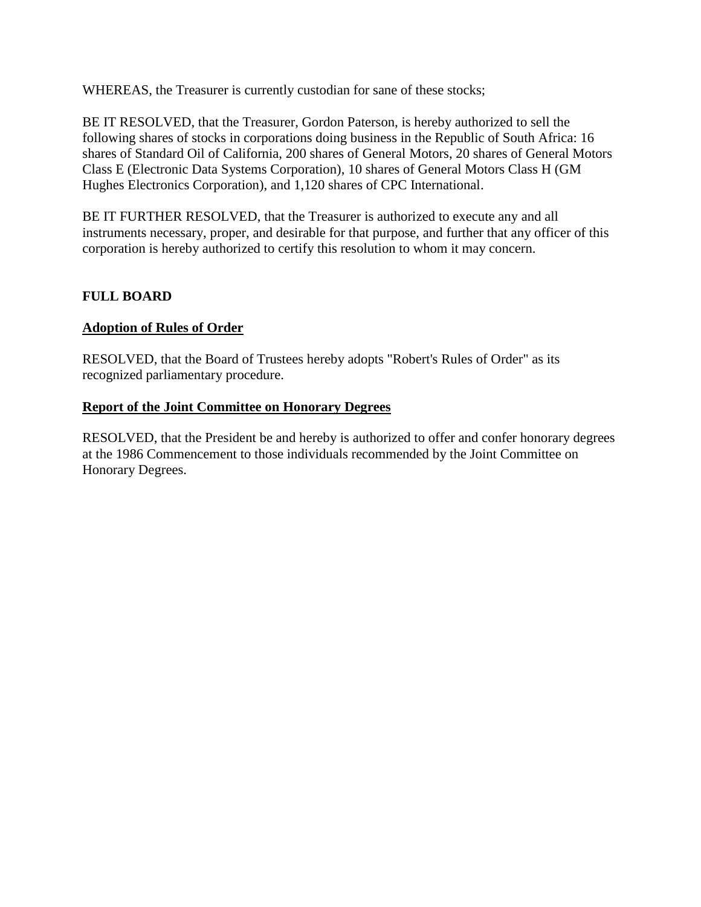WHEREAS, the Treasurer is currently custodian for sane of these stocks;

BE IT RESOLVED, that the Treasurer, Gordon Paterson, is hereby authorized to sell the following shares of stocks in corporations doing business in the Republic of South Africa: 16 shares of Standard Oil of California, 200 shares of General Motors, 20 shares of General Motors Class E (Electronic Data Systems Corporation), 10 shares of General Motors Class H (GM Hughes Electronics Corporation), and 1,120 shares of CPC International.

BE IT FURTHER RESOLVED, that the Treasurer is authorized to execute any and all instruments necessary, proper, and desirable for that purpose, and further that any officer of this corporation is hereby authorized to certify this resolution to whom it may concern.

**FULL BOARD**

**Adoption of Rules of Order**

RESOLVED, that the Board of Trustees hereby adopts "Robert's Rules of Order" as its recognized parliamentary procedure.

**Report of the Joint Committee on Honorary Degrees**

RESOLVED, that the President be and hereby is authorized to offer and confer honorary degrees at the 1986 Commencement to those individuals recommended by the Joint Committee on Honorary Degrees.